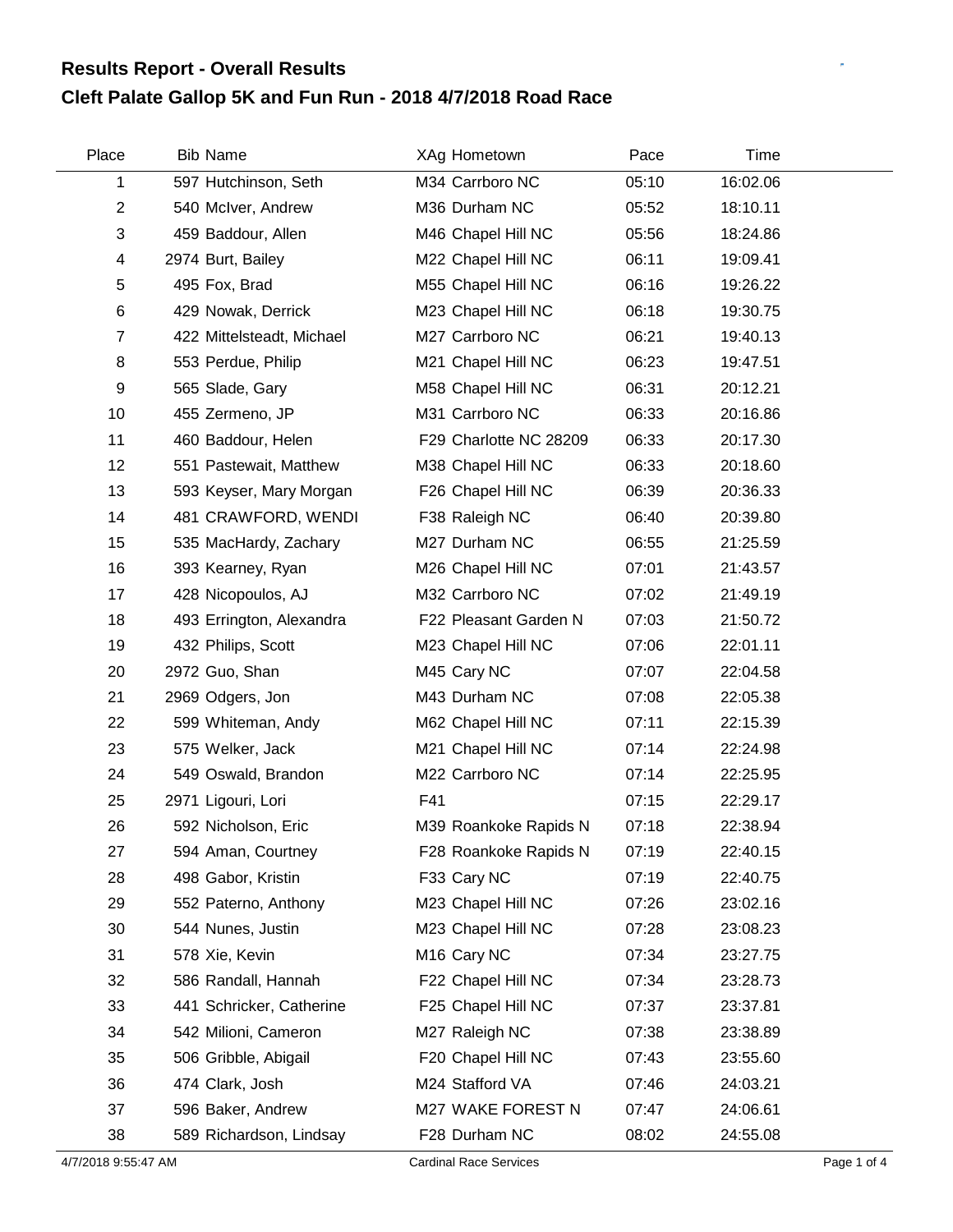# Results Report - Overall Results

## Cleft Palate Gallop 5K and Fun Run - 2018 4/7/2018 Road Race

| Place | Bib | Name | XAg | Hometown | Pace | Time |
|---|---|---|---|---|---|---|
| 1 | 597 | Hutchinson, Seth | M34 | Carrboro NC | 05:10 | 16:02.06 |
| 2 | 540 | McIver, Andrew | M36 | Durham NC | 05:52 | 18:10.11 |
| 3 | 459 | Baddour, Allen | M46 | Chapel Hill NC | 05:56 | 18:24.86 |
| 4 | 2974 | Burt, Bailey | M22 | Chapel Hill NC | 06:11 | 19:09.41 |
| 5 | 495 | Fox, Brad | M55 | Chapel Hill NC | 06:16 | 19:26.22 |
| 6 | 429 | Nowak, Derrick | M23 | Chapel Hill NC | 06:18 | 19:30.75 |
| 7 | 422 | Mittelsteadt, Michael | M27 | Carrboro NC | 06:21 | 19:40.13 |
| 8 | 553 | Perdue, Philip | M21 | Chapel Hill NC | 06:23 | 19:47.51 |
| 9 | 565 | Slade, Gary | M58 | Chapel Hill NC | 06:31 | 20:12.21 |
| 10 | 455 | Zermeno, JP | M31 | Carrboro NC | 06:33 | 20:16.86 |
| 11 | 460 | Baddour, Helen | F29 | Charlotte NC 28209 | 06:33 | 20:17.30 |
| 12 | 551 | Pastewait, Matthew | M38 | Chapel Hill NC | 06:33 | 20:18.60 |
| 13 | 593 | Keyser, Mary Morgan | F26 | Chapel Hill NC | 06:39 | 20:36.33 |
| 14 | 481 | CRAWFORD, WENDI | F38 | Raleigh NC | 06:40 | 20:39.80 |
| 15 | 535 | MacHardy, Zachary | M27 | Durham NC | 06:55 | 21:25.59 |
| 16 | 393 | Kearney, Ryan | M26 | Chapel Hill NC | 07:01 | 21:43.57 |
| 17 | 428 | Nicopoulos, AJ | M32 | Carrboro NC | 07:02 | 21:49.19 |
| 18 | 493 | Errington, Alexandra | F22 | Pleasant Garden N | 07:03 | 21:50.72 |
| 19 | 432 | Philips, Scott | M23 | Chapel Hill NC | 07:06 | 22:01.11 |
| 20 | 2972 | Guo, Shan | M45 | Cary NC | 07:07 | 22:04.58 |
| 21 | 2969 | Odgers, Jon | M43 | Durham NC | 07:08 | 22:05.38 |
| 22 | 599 | Whiteman, Andy | M62 | Chapel Hill NC | 07:11 | 22:15.39 |
| 23 | 575 | Welker, Jack | M21 | Chapel Hill NC | 07:14 | 22:24.98 |
| 24 | 549 | Oswald, Brandon | M22 | Carrboro NC | 07:14 | 22:25.95 |
| 25 | 2971 | Ligouri, Lori | F41 | | 07:15 | 22:29.17 |
| 26 | 592 | Nicholson, Eric | M39 | Roankoke Rapids N | 07:18 | 22:38.94 |
| 27 | 594 | Aman, Courtney | F28 | Roankoke Rapids N | 07:19 | 22:40.15 |
| 28 | 498 | Gabor, Kristin | F33 | Cary NC | 07:19 | 22:40.75 |
| 29 | 552 | Paterno, Anthony | M23 | Chapel Hill NC | 07:26 | 23:02.16 |
| 30 | 544 | Nunes, Justin | M23 | Chapel Hill NC | 07:28 | 23:08.23 |
| 31 | 578 | Xie, Kevin | M16 | Cary NC | 07:34 | 23:27.75 |
| 32 | 586 | Randall, Hannah | F22 | Chapel Hill NC | 07:34 | 23:28.73 |
| 33 | 441 | Schricker, Catherine | F25 | Chapel Hill NC | 07:37 | 23:37.81 |
| 34 | 542 | Milioni, Cameron | M27 | Raleigh NC | 07:38 | 23:38.89 |
| 35 | 506 | Gribble, Abigail | F20 | Chapel Hill NC | 07:43 | 23:55.60 |
| 36 | 474 | Clark, Josh | M24 | Stafford VA | 07:46 | 24:03.21 |
| 37 | 596 | Baker, Andrew | M27 | WAKE FOREST N | 07:47 | 24:06.61 |
| 38 | 589 | Richardson, Lindsay | F28 | Durham NC | 08:02 | 24:55.08 |

4/7/2018 9:55:47 AM Cardinal Race Services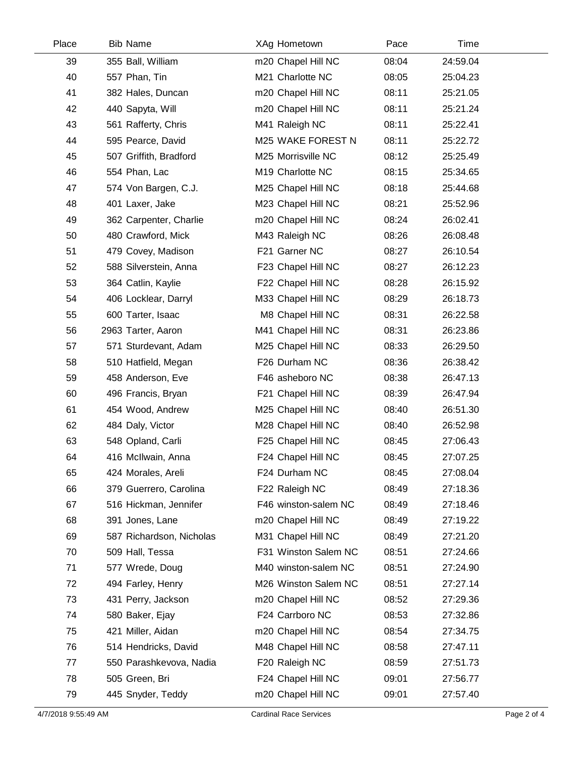| Place | Bib | Name | XAg | Hometown | Pace | Time |
|---|---|---|---|---|---|---|
| 39 | 355 | Ball, William | m20 | Chapel Hill NC | 08:04 | 24:59.04 |
| 40 | 557 | Phan, Tin | M21 | Charlotte NC | 08:05 | 25:04.23 |
| 41 | 382 | Hales, Duncan | m20 | Chapel Hill NC | 08:11 | 25:21.05 |
| 42 | 440 | Sapyta, Will | m20 | Chapel Hill NC | 08:11 | 25:21.24 |
| 43 | 561 | Rafferty, Chris | M41 | Raleigh NC | 08:11 | 25:22.41 |
| 44 | 595 | Pearce, David | M25 | WAKE FOREST N | 08:11 | 25:22.72 |
| 45 | 507 | Griffith, Bradford | M25 | Morrisville NC | 08:12 | 25:25.49 |
| 46 | 554 | Phan, Lac | M19 | Charlotte NC | 08:15 | 25:34.65 |
| 47 | 574 | Von Bargen, C.J. | M25 | Chapel Hill NC | 08:18 | 25:44.68 |
| 48 | 401 | Laxer, Jake | M23 | Chapel Hill NC | 08:21 | 25:52.96 |
| 49 | 362 | Carpenter, Charlie | m20 | Chapel Hill NC | 08:24 | 26:02.41 |
| 50 | 480 | Crawford, Mick | M43 | Raleigh NC | 08:26 | 26:08.48 |
| 51 | 479 | Covey, Madison | F21 | Garner NC | 08:27 | 26:10.54 |
| 52 | 588 | Silverstein, Anna | F23 | Chapel Hill NC | 08:27 | 26:12.23 |
| 53 | 364 | Catlin, Kaylie | F22 | Chapel Hill NC | 08:28 | 26:15.92 |
| 54 | 406 | Locklear, Darryl | M33 | Chapel Hill NC | 08:29 | 26:18.73 |
| 55 | 600 | Tarter, Isaac | M8 | Chapel Hill NC | 08:31 | 26:22.58 |
| 56 | 2963 | Tarter, Aaron | M41 | Chapel Hill NC | 08:31 | 26:23.86 |
| 57 | 571 | Sturdevant, Adam | M25 | Chapel Hill NC | 08:33 | 26:29.50 |
| 58 | 510 | Hatfield, Megan | F26 | Durham NC | 08:36 | 26:38.42 |
| 59 | 458 | Anderson, Eve | F46 | asheboro NC | 08:38 | 26:47.13 |
| 60 | 496 | Francis, Bryan | F21 | Chapel Hill NC | 08:39 | 26:47.94 |
| 61 | 454 | Wood, Andrew | M25 | Chapel Hill NC | 08:40 | 26:51.30 |
| 62 | 484 | Daly, Victor | M28 | Chapel Hill NC | 08:40 | 26:52.98 |
| 63 | 548 | Opland, Carli | F25 | Chapel Hill NC | 08:45 | 27:06.43 |
| 64 | 416 | McIlwain, Anna | F24 | Chapel Hill NC | 08:45 | 27:07.25 |
| 65 | 424 | Morales, Areli | F24 | Durham NC | 08:45 | 27:08.04 |
| 66 | 379 | Guerrero, Carolina | F22 | Raleigh NC | 08:49 | 27:18.36 |
| 67 | 516 | Hickman, Jennifer | F46 | winston-salem NC | 08:49 | 27:18.46 |
| 68 | 391 | Jones, Lane | m20 | Chapel Hill NC | 08:49 | 27:19.22 |
| 69 | 587 | Richardson, Nicholas | M31 | Chapel Hill NC | 08:49 | 27:21.20 |
| 70 | 509 | Hall, Tessa | F31 | Winston Salem NC | 08:51 | 27:24.66 |
| 71 | 577 | Wrede, Doug | M40 | winston-salem NC | 08:51 | 27:24.90 |
| 72 | 494 | Farley, Henry | M26 | Winston Salem NC | 08:51 | 27:27.14 |
| 73 | 431 | Perry, Jackson | m20 | Chapel Hill NC | 08:52 | 27:29.36 |
| 74 | 580 | Baker, Ejay | F24 | Carrboro NC | 08:53 | 27:32.86 |
| 75 | 421 | Miller, Aidan | m20 | Chapel Hill NC | 08:54 | 27:34.75 |
| 76 | 514 | Hendricks, David | M48 | Chapel Hill NC | 08:58 | 27:47.11 |
| 77 | 550 | Parashkevova, Nadia | F20 | Raleigh NC | 08:59 | 27:51.73 |
| 78 | 505 | Green, Bri | F24 | Chapel Hill NC | 09:01 | 27:56.77 |
| 79 | 445 | Snyder, Teddy | m20 | Chapel Hill NC | 09:01 | 27:57.40 |

4/7/2018 9:55:49 AM — Cardinal Race Services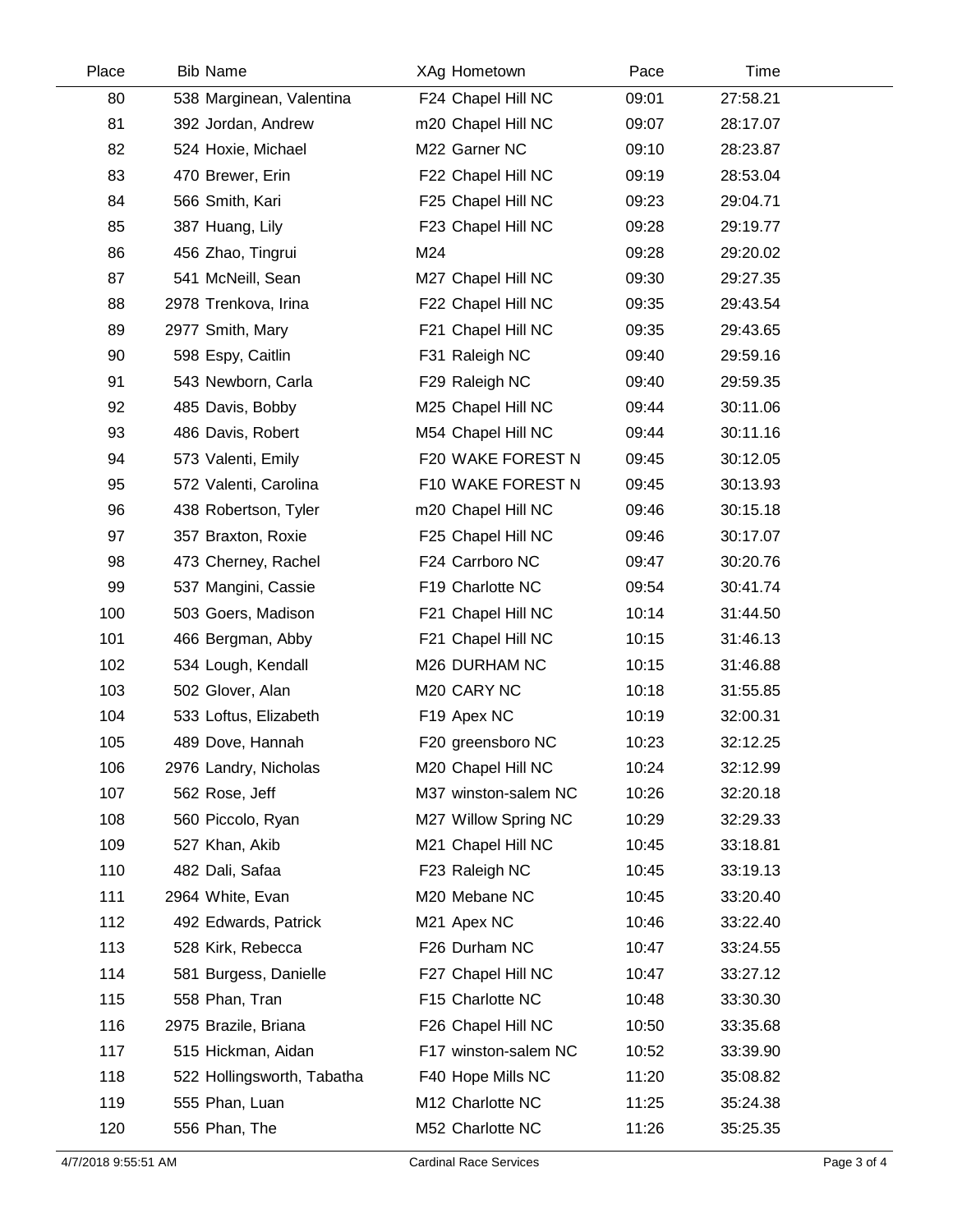| Place | Bib | Name | XAg | Hometown | Pace | Time |
|---|---|---|---|---|---|---|
| 80 | 538 | Marginean, Valentina | F24 | Chapel Hill NC | 09:01 | 27:58.21 |
| 81 | 392 | Jordan, Andrew | m20 | Chapel Hill NC | 09:07 | 28:17.07 |
| 82 | 524 | Hoxie, Michael | M22 | Garner NC | 09:10 | 28:23.87 |
| 83 | 470 | Brewer, Erin | F22 | Chapel Hill NC | 09:19 | 28:53.04 |
| 84 | 566 | Smith, Kari | F25 | Chapel Hill NC | 09:23 | 29:04.71 |
| 85 | 387 | Huang, Lily | F23 | Chapel Hill NC | 09:28 | 29:19.77 |
| 86 | 456 | Zhao, Tingrui | M24 | | 09:28 | 29:20.02 |
| 87 | 541 | McNeill, Sean | M27 | Chapel Hill NC | 09:30 | 29:27.35 |
| 88 | 2978 | Trenkova, Irina | F22 | Chapel Hill NC | 09:35 | 29:43.54 |
| 89 | 2977 | Smith, Mary | F21 | Chapel Hill NC | 09:35 | 29:43.65 |
| 90 | 598 | Espy, Caitlin | F31 | Raleigh NC | 09:40 | 29:59.16 |
| 91 | 543 | Newborn, Carla | F29 | Raleigh NC | 09:40 | 29:59.35 |
| 92 | 485 | Davis, Bobby | M25 | Chapel Hill NC | 09:44 | 30:11.06 |
| 93 | 486 | Davis, Robert | M54 | Chapel Hill NC | 09:44 | 30:11.16 |
| 94 | 573 | Valenti, Emily | F20 | WAKE FOREST N | 09:45 | 30:12.05 |
| 95 | 572 | Valenti, Carolina | F10 | WAKE FOREST N | 09:45 | 30:13.93 |
| 96 | 438 | Robertson, Tyler | m20 | Chapel Hill NC | 09:46 | 30:15.18 |
| 97 | 357 | Braxton, Roxie | F25 | Chapel Hill NC | 09:46 | 30:17.07 |
| 98 | 473 | Cherney, Rachel | F24 | Carrboro NC | 09:47 | 30:20.76 |
| 99 | 537 | Mangini, Cassie | F19 | Charlotte NC | 09:54 | 30:41.74 |
| 100 | 503 | Goers, Madison | F21 | Chapel Hill NC | 10:14 | 31:44.50 |
| 101 | 466 | Bergman, Abby | F21 | Chapel Hill NC | 10:15 | 31:46.13 |
| 102 | 534 | Lough, Kendall | M26 | DURHAM NC | 10:15 | 31:46.88 |
| 103 | 502 | Glover, Alan | M20 | CARY NC | 10:18 | 31:55.85 |
| 104 | 533 | Loftus, Elizabeth | F19 | Apex NC | 10:19 | 32:00.31 |
| 105 | 489 | Dove, Hannah | F20 | greensboro NC | 10:23 | 32:12.25 |
| 106 | 2976 | Landry, Nicholas | M20 | Chapel Hill NC | 10:24 | 32:12.99 |
| 107 | 562 | Rose, Jeff | M37 | winston-salem NC | 10:26 | 32:20.18 |
| 108 | 560 | Piccolo, Ryan | M27 | Willow Spring NC | 10:29 | 32:29.33 |
| 109 | 527 | Khan, Akib | M21 | Chapel Hill NC | 10:45 | 33:18.81 |
| 110 | 482 | Dali, Safaa | F23 | Raleigh NC | 10:45 | 33:19.13 |
| 111 | 2964 | White, Evan | M20 | Mebane NC | 10:45 | 33:20.40 |
| 112 | 492 | Edwards, Patrick | M21 | Apex NC | 10:46 | 33:22.40 |
| 113 | 528 | Kirk, Rebecca | F26 | Durham NC | 10:47 | 33:24.55 |
| 114 | 581 | Burgess, Danielle | F27 | Chapel Hill NC | 10:47 | 33:27.12 |
| 115 | 558 | Phan, Tran | F15 | Charlotte NC | 10:48 | 33:30.30 |
| 116 | 2975 | Brazile, Briana | F26 | Chapel Hill NC | 10:50 | 33:35.68 |
| 117 | 515 | Hickman, Aidan | F17 | winston-salem NC | 10:52 | 33:39.90 |
| 118 | 522 | Hollingsworth, Tabatha | F40 | Hope Mills NC | 11:20 | 35:08.82 |
| 119 | 555 | Phan, Luan | M12 | Charlotte NC | 11:25 | 35:24.38 |
| 120 | 556 | Phan, The | M52 | Charlotte NC | 11:26 | 35:25.35 |

4/7/2018 9:55:51 AM Cardinal Race Services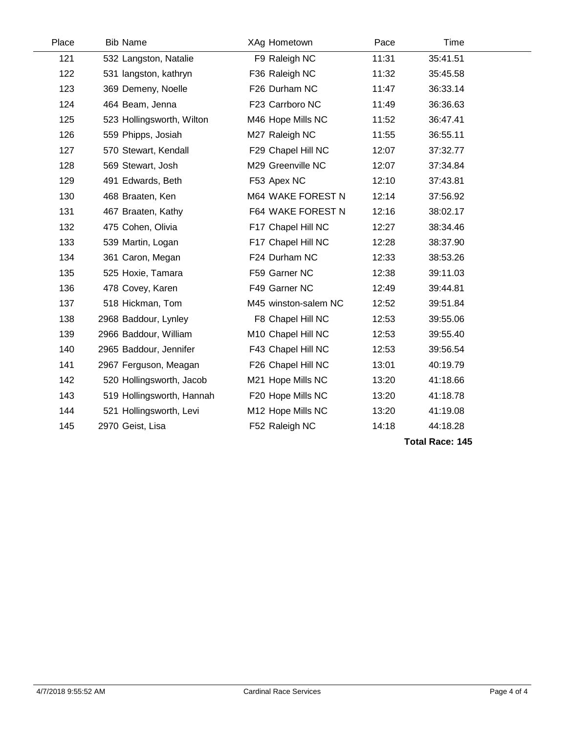| Place | Bib | Name | XAg | Hometown | Pace | Time |
|---|---|---|---|---|---|---|
| 121 | 532 | Langston, Natalie | F9 | Raleigh NC | 11:31 | 35:41.51 |
| 122 | 531 | langston, kathryn | F36 | Raleigh NC | 11:32 | 35:45.58 |
| 123 | 369 | Demeny, Noelle | F26 | Durham NC | 11:47 | 36:33.14 |
| 124 | 464 | Beam, Jenna | F23 | Carrboro NC | 11:49 | 36:36.63 |
| 125 | 523 | Hollingsworth, Wilton | M46 | Hope Mills NC | 11:52 | 36:47.41 |
| 126 | 559 | Phipps, Josiah | M27 | Raleigh NC | 11:55 | 36:55.11 |
| 127 | 570 | Stewart, Kendall | F29 | Chapel Hill NC | 12:07 | 37:32.77 |
| 128 | 569 | Stewart, Josh | M29 | Greenville NC | 12:07 | 37:34.84 |
| 129 | 491 | Edwards, Beth | F53 | Apex NC | 12:10 | 37:43.81 |
| 130 | 468 | Braaten, Ken | M64 | WAKE FOREST N | 12:14 | 37:56.92 |
| 131 | 467 | Braaten, Kathy | F64 | WAKE FOREST N | 12:16 | 38:02.17 |
| 132 | 475 | Cohen, Olivia | F17 | Chapel Hill NC | 12:27 | 38:34.46 |
| 133 | 539 | Martin, Logan | F17 | Chapel Hill NC | 12:28 | 38:37.90 |
| 134 | 361 | Caron, Megan | F24 | Durham NC | 12:33 | 38:53.26 |
| 135 | 525 | Hoxie, Tamara | F59 | Garner NC | 12:38 | 39:11.03 |
| 136 | 478 | Covey, Karen | F49 | Garner NC | 12:49 | 39:44.81 |
| 137 | 518 | Hickman, Tom | M45 | winston-salem NC | 12:52 | 39:51.84 |
| 138 | 2968 | Baddour, Lynley | F8 | Chapel Hill NC | 12:53 | 39:55.06 |
| 139 | 2966 | Baddour, William | M10 | Chapel Hill NC | 12:53 | 39:55.40 |
| 140 | 2965 | Baddour, Jennifer | F43 | Chapel Hill NC | 12:53 | 39:56.54 |
| 141 | 2967 | Ferguson, Meagan | F26 | Chapel Hill NC | 13:01 | 40:19.79 |
| 142 | 520 | Hollingsworth, Jacob | M21 | Hope Mills NC | 13:20 | 41:18.66 |
| 143 | 519 | Hollingsworth, Hannah | F20 | Hope Mills NC | 13:20 | 41:18.78 |
| 144 | 521 | Hollingsworth, Levi | M12 | Hope Mills NC | 13:20 | 41:19.08 |
| 145 | 2970 | Geist, Lisa | F52 | Raleigh NC | 14:18 | 44:18.28 |

**Total Race: 145**

4/7/2018 9:55:52 AM

Cardinal Race Services